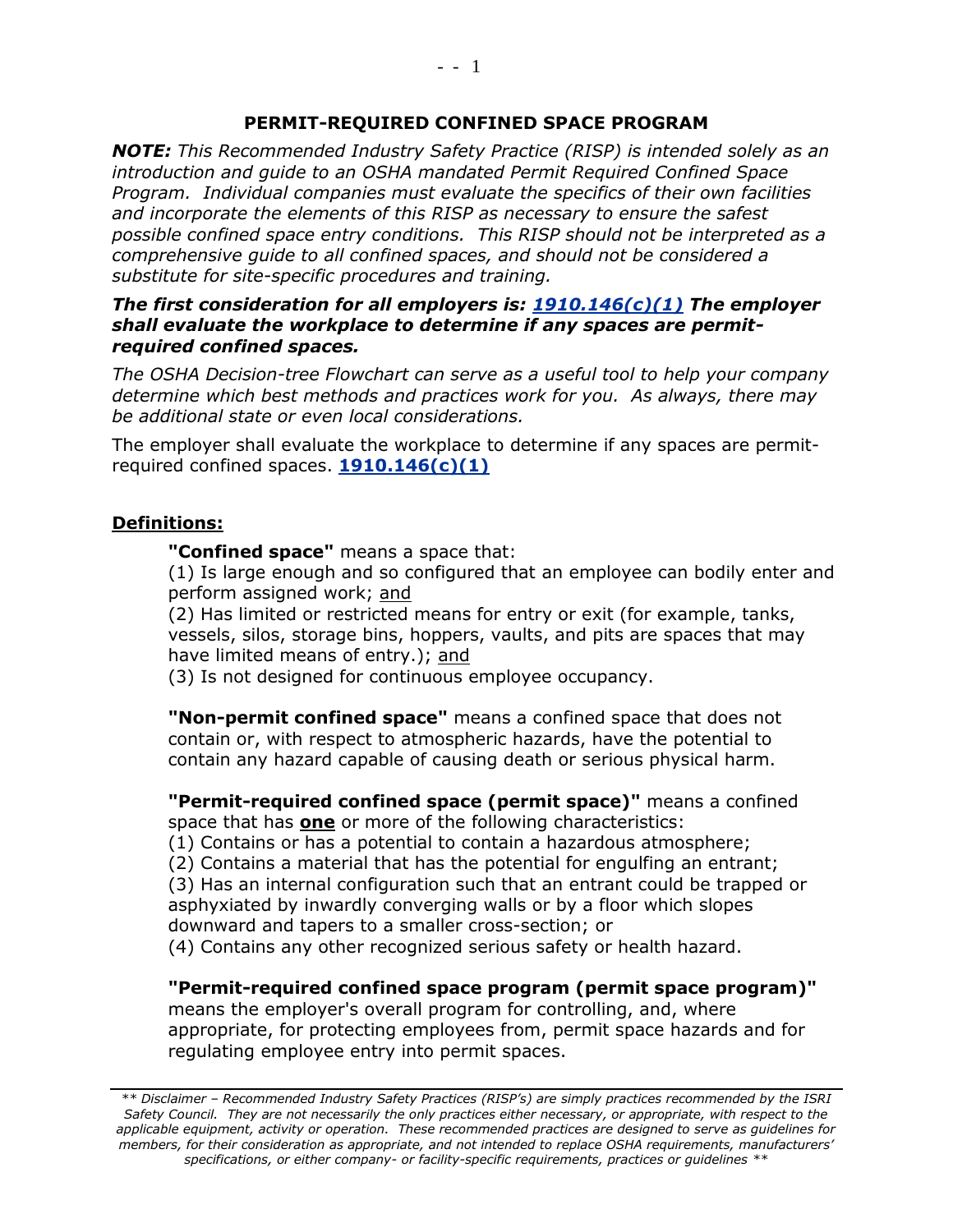# PERMIT-REQUIRED CONFINED SPACE PROGRAM

***NOTE:*** *This Recommended Industry Safety Practice (RISP) is intended solely as an introduction and guide to an OSHA mandated Permit Required Confined Space Program. Individual companies must evaluate the specifics of their own facilities and incorporate the elements of this RISP as necessary to ensure the safest possible confined space entry conditions. This RISP should not be interpreted as a comprehensive guide to all confined spaces, and should not be considered a substitute for site-specific procedures and training.*

***The first consideration for all employers is: 1910.146(c)(1) The employer shall evaluate the workplace to determine if any spaces are permit-required confined spaces.***

*The OSHA Decision-tree Flowchart can serve as a useful tool to help your company determine which best methods and practices work for you. As always, there may be additional state or even local considerations.*

The employer shall evaluate the workplace to determine if any spaces are permit-required confined spaces. **1910.146(c)(1)**

## Definitions:

**"Confined space"** means a space that:
(1) Is large enough and so configured that an employee can bodily enter and perform assigned work; and
(2) Has limited or restricted means for entry or exit (for example, tanks, vessels, silos, storage bins, hoppers, vaults, and pits are spaces that may have limited means of entry.); and
(3) Is not designed for continuous employee occupancy.

**"Non-permit confined space"** means a confined space that does not contain or, with respect to atmospheric hazards, have the potential to contain any hazard capable of causing death or serious physical harm.

**"Permit-required confined space (permit space)"** means a confined space that has **one** or more of the following characteristics:
(1) Contains or has a potential to contain a hazardous atmosphere;
(2) Contains a material that has the potential for engulfing an entrant;
(3) Has an internal configuration such that an entrant could be trapped or asphyxiated by inwardly converging walls or by a floor which slopes downward and tapers to a smaller cross-section; or
(4) Contains any other recognized serious safety or health hazard.

**"Permit-required confined space program (permit space program)"** means the employer's overall program for controlling, and, where appropriate, for protecting employees from, permit space hazards and for regulating employee entry into permit spaces.

*\*\* Disclaimer – Recommended Industry Safety Practices (RISP's) are simply practices recommended by the ISRI Safety Council. They are not necessarily the only practices either necessary, or appropriate, with respect to the applicable equipment, activity or operation. These recommended practices are designed to serve as guidelines for members, for their consideration as appropriate, and not intended to replace OSHA requirements, manufacturers' specifications, or either company- or facility-specific requirements, practices or guidelines \*\**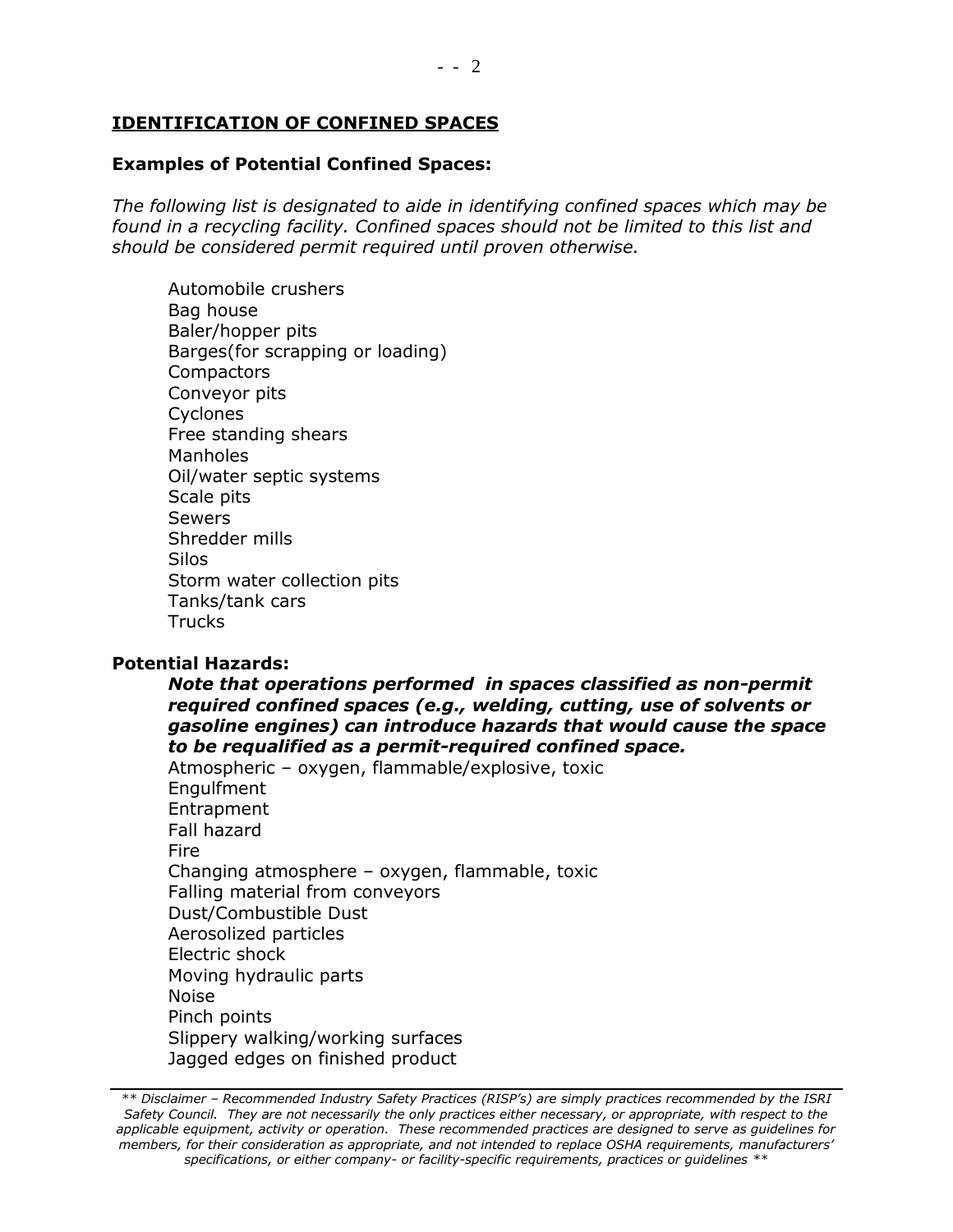## IDENTIFICATION OF CONFINED SPACES

**Examples of Potential Confined Spaces:**

*The following list is designated to aide in identifying confined spaces which may be found in a recycling facility. Confined spaces should not be limited to this list and should be considered permit required until proven otherwise.*

- Automobile crushers
- Bag house
- Baler/hopper pits
- Barges(for scrapping or loading)
- Compactors
- Conveyor pits
- Cyclones
- Free standing shears
- Manholes
- Oil/water septic systems
- Scale pits
- Sewers
- Shredder mills
- Silos
- Storm water collection pits
- Tanks/tank cars
- Trucks

**Potential Hazards:**

***Note that operations performed in spaces classified as non-permit required confined spaces (e.g., welding, cutting, use of solvents or gasoline engines) can introduce hazards that would cause the space to be requalified as a permit-required confined space.***

- Atmospheric – oxygen, flammable/explosive, toxic
- Engulfment
- Entrapment
- Fall hazard
- Fire
- Changing atmosphere – oxygen, flammable, toxic
- Falling material from conveyors
- Dust/Combustible Dust
- Aerosolized particles
- Electric shock
- Moving hydraulic parts
- Noise
- Pinch points
- Slippery walking/working surfaces
- Jagged edges on finished product

*\*\* Disclaimer – Recommended Industry Safety Practices (RISP's) are simply practices recommended by the ISRI Safety Council. They are not necessarily the only practices either necessary, or appropriate, with respect to the applicable equipment, activity or operation. These recommended practices are designed to serve as guidelines for members, for their consideration as appropriate, and not intended to replace OSHA requirements, manufacturers' specifications, or either company- or facility-specific requirements, practices or guidelines \*\**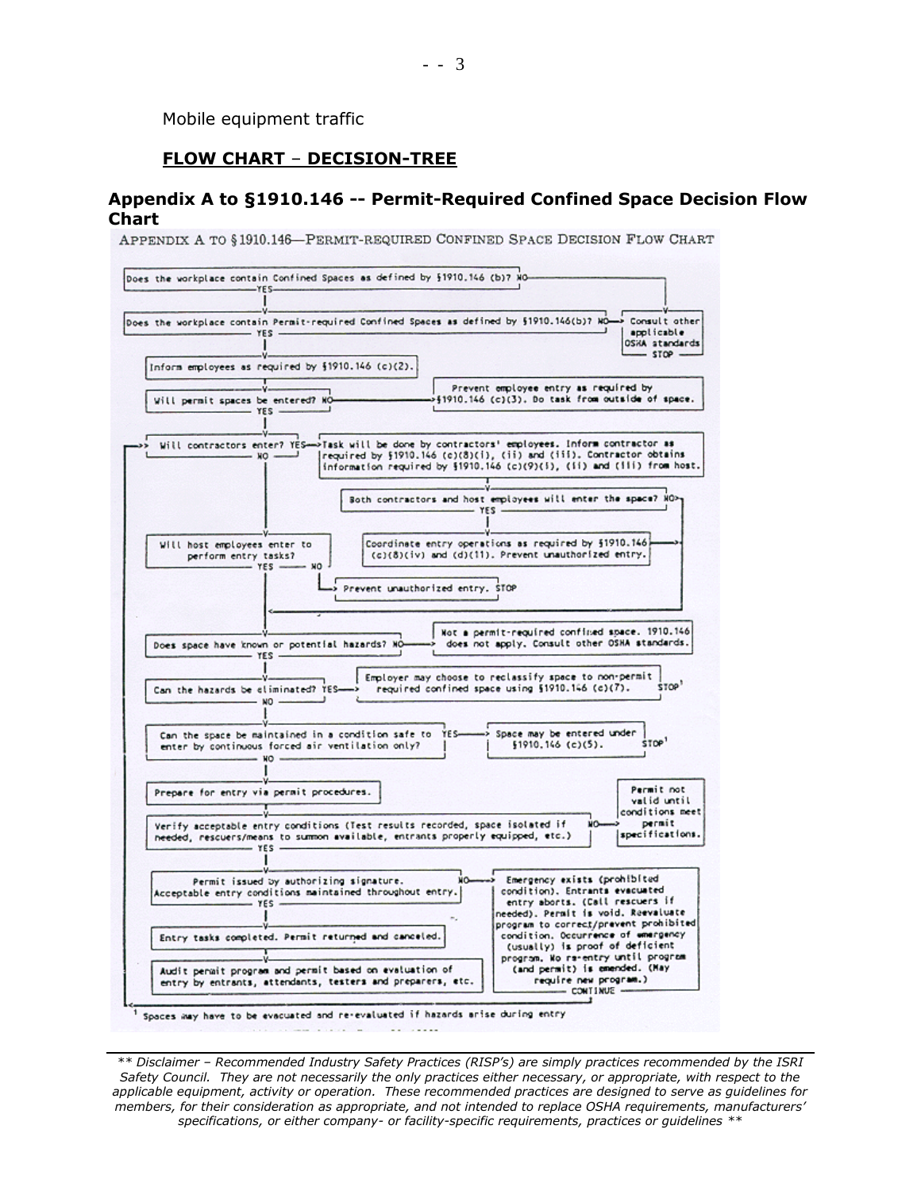Mobile equipment traffic

## FLOW CHART – DECISION-TREE

### Appendix A to §1910.146 -- Permit-Required Confined Space Decision Flow Chart

APPENDIX A TO § 1910.146—PERMIT-REQUIRED CONFINED SPACE DECISION FLOW CHART

Does the workplace contain Confined Spaces as defined by §1910.146 (b)? NO → Consult other applicable OSHA standards. STOP
YES ↓

Does the workplace contain Permit-required Confined Spaces as defined by §1910.146(b)? NO → Consult other applicable OSHA standards. STOP
YES ↓

Inform employees as required by §1910.146 (c)(2).

Will permit spaces be entered? NO → Prevent employee entry as required by §1910.146 (c)(3). Do task from outside of space.
YES ↓

Will contractors enter? YES → Task will be done by contractors' employees. Inform contractor as required by §1910.146 (c)(8)(i), (ii) and (iii). Contractor obtains information required by §1910.146 (c)(9)(i), (ii) and (iii) from host.

Both contractors and host employees will enter the space? NO → (continue)
YES ↓

Coordinate entry operations as required by §1910.146 (c)(8)(iv) and (d)(11). Prevent unauthorized entry.

Will contractors enter? NO ↓

Will host employees enter to perform entry tasks? NO → Prevent unauthorized entry. STOP
YES ↓

Does space have known or potential hazards? NO → Not a permit-required confined space. 1910.146 does not apply. Consult other OSHA standards.
YES ↓

Can the hazards be eliminated? YES → Employer may choose to reclassify space to non-permit required confined space using §1910.146 (c)(7). STOP[1]
NO ↓

Can the space be maintained in a condition safe to enter by continuous forced air ventilation only? YES → Space may be entered under §1910.146 (c)(5). STOP[1]
NO ↓

Prepare for entry via permit procedures.

Verify acceptable entry conditions (Test results recorded, space isolated if needed, rescuers/means to summon available, entrants properly equipped, etc.) NO → Permit not valid until conditions meet permit specifications.
YES ↓

Permit issued by authorizing signature. Acceptable entry conditions maintained throughout entry. NO → Emergency exists (prohibited condition). Entrants evacuated entry aborts. (Call rescuers if needed). Permit is void. Reevaluate program to correct/prevent prohibited condition. Occurrence of emergency (usually) is proof of deficient program. No re-entry until program (and permit) is amended. (May require new program.) CONTINUE
YES ↓

Entry tasks completed. Permit returned and canceled.

Audit permit program and permit based on evaluation of entry by entrants, attendants, testers and preparers, etc.

[1] Spaces may have to be evacuated and re-evaluated if hazards arise during entry

*\*\* Disclaimer – Recommended Industry Safety Practices (RISP's) are simply practices recommended by the ISRI Safety Council. They are not necessarily the only practices either necessary, or appropriate, with respect to the applicable equipment, activity or operation. These recommended practices are designed to serve as guidelines for members, for their consideration as appropriate, and not intended to replace OSHA requirements, manufacturers' specifications, or either company- or facility-specific requirements, practices or guidelines \*\**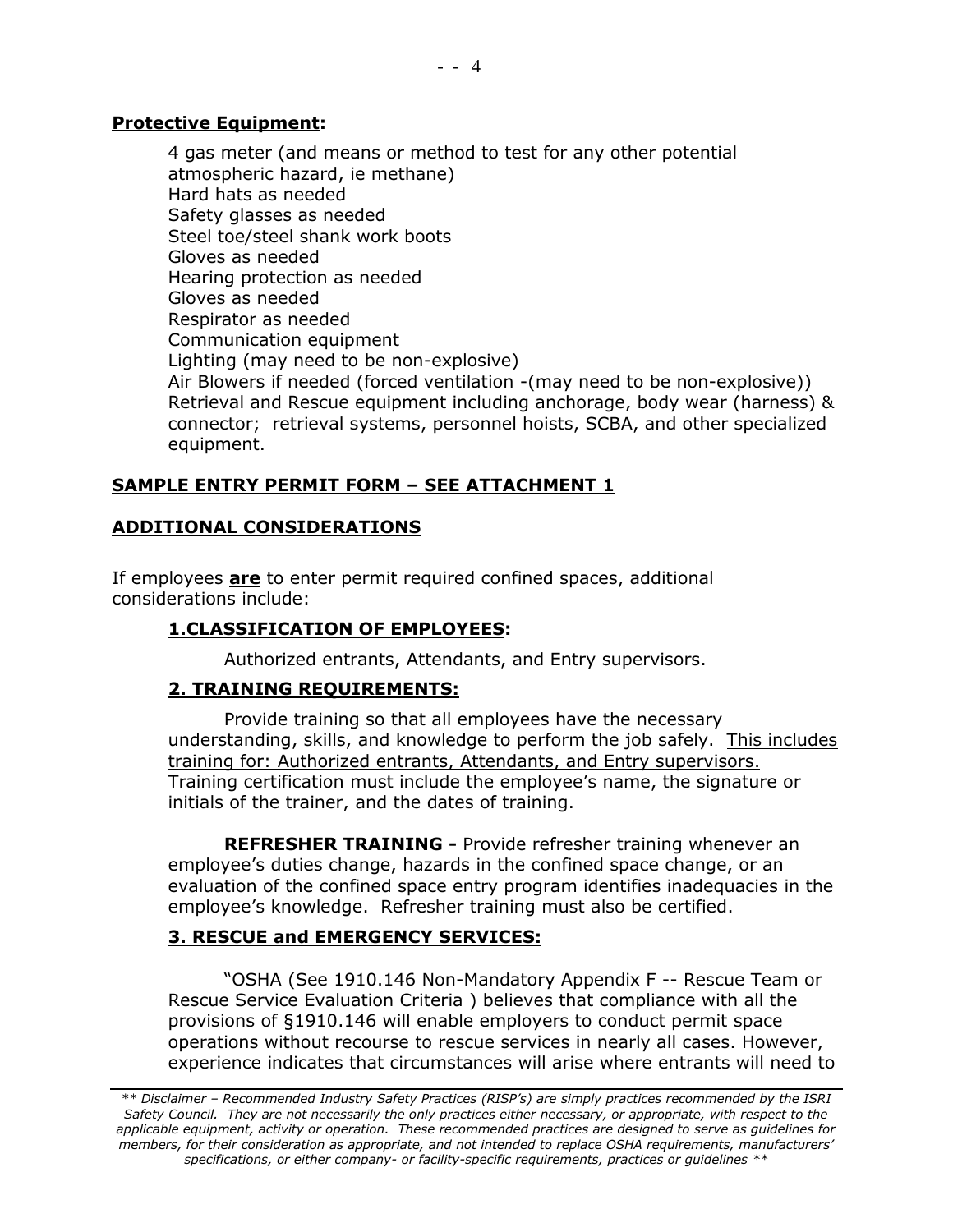**Protective Equipment:**

4 gas meter (and means or method to test for any other potential atmospheric hazard, ie methane)
Hard hats as needed
Safety glasses as needed
Steel toe/steel shank work boots
Gloves as needed
Hearing protection as needed
Gloves as needed
Respirator as needed
Communication equipment
Lighting (may need to be non-explosive)
Air Blowers if needed (forced ventilation -(may need to be non-explosive))
Retrieval and Rescue equipment including anchorage, body wear (harness) & connector; retrieval systems, personnel hoists, SCBA, and other specialized equipment.

**SAMPLE ENTRY PERMIT FORM – SEE ATTACHMENT 1**

**ADDITIONAL CONSIDERATIONS**

If employees **are** to enter permit required confined spaces, additional considerations include:

**1.CLASSIFICATION OF EMPLOYEES:**

Authorized entrants, Attendants, and Entry supervisors.

**2. TRAINING REQUIREMENTS:**

Provide training so that all employees have the necessary understanding, skills, and knowledge to perform the job safely. This includes training for: Authorized entrants, Attendants, and Entry supervisors. Training certification must include the employee's name, the signature or initials of the trainer, and the dates of training.

**REFRESHER TRAINING -** Provide refresher training whenever an employee's duties change, hazards in the confined space change, or an evaluation of the confined space entry program identifies inadequacies in the employee's knowledge. Refresher training must also be certified.

**3. RESCUE and EMERGENCY SERVICES:**

"OSHA (See 1910.146 Non-Mandatory Appendix F -- Rescue Team or Rescue Service Evaluation Criteria ) believes that compliance with all the provisions of §1910.146 will enable employers to conduct permit space operations without recourse to rescue services in nearly all cases. However, experience indicates that circumstances will arise where entrants will need to

*\*\* Disclaimer – Recommended Industry Safety Practices (RISP's) are simply practices recommended by the ISRI Safety Council. They are not necessarily the only practices either necessary, or appropriate, with respect to the applicable equipment, activity or operation. These recommended practices are designed to serve as guidelines for members, for their consideration as appropriate, and not intended to replace OSHA requirements, manufacturers' specifications, or either company- or facility-specific requirements, practices or guidelines \*\**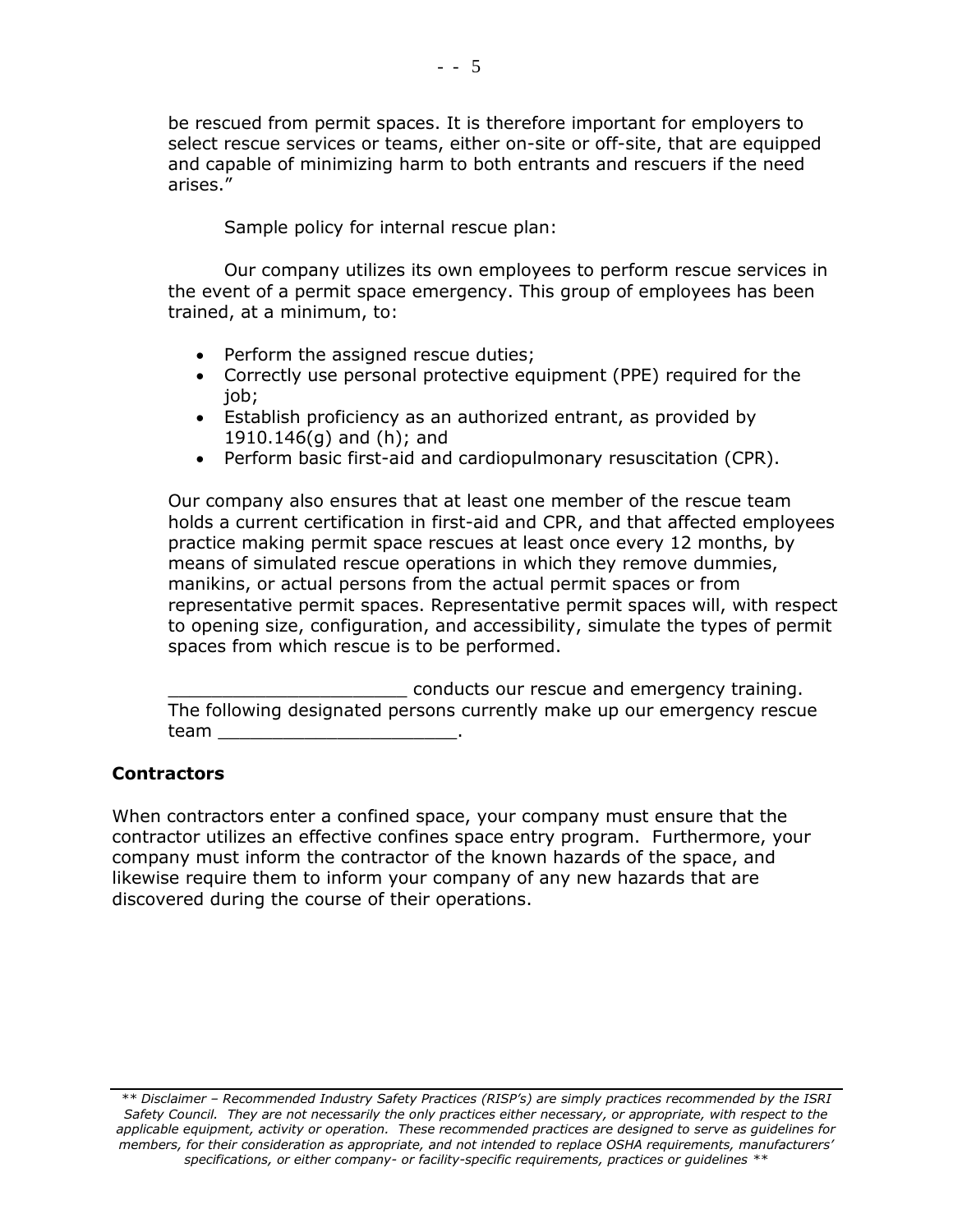be rescued from permit spaces. It is therefore important for employers to select rescue services or teams, either on-site or off-site, that are equipped and capable of minimizing harm to both entrants and rescuers if the need arises."

Sample policy for internal rescue plan:

Our company utilizes its own employees to perform rescue services in the event of a permit space emergency. This group of employees has been trained, at a minimum, to:

- Perform the assigned rescue duties;
- Correctly use personal protective equipment (PPE) required for the job;
- Establish proficiency as an authorized entrant, as provided by 1910.146(g) and (h); and
- Perform basic first-aid and cardiopulmonary resuscitation (CPR).

Our company also ensures that at least one member of the rescue team holds a current certification in first-aid and CPR, and that affected employees practice making permit space rescues at least once every 12 months, by means of simulated rescue operations in which they remove dummies, manikins, or actual persons from the actual permit spaces or from representative permit spaces. Representative permit spaces will, with respect to opening size, configuration, and accessibility, simulate the types of permit spaces from which rescue is to be performed.

______________________ conducts our rescue and emergency training. The following designated persons currently make up our emergency rescue team ______________________.

**Contractors**

When contractors enter a confined space, your company must ensure that the contractor utilizes an effective confines space entry program. Furthermore, your company must inform the contractor of the known hazards of the space, and likewise require them to inform your company of any new hazards that are discovered during the course of their operations.

*\*\* Disclaimer – Recommended Industry Safety Practices (RISP's) are simply practices recommended by the ISRI Safety Council. They are not necessarily the only practices either necessary, or appropriate, with respect to the applicable equipment, activity or operation. These recommended practices are designed to serve as guidelines for members, for their consideration as appropriate, and not intended to replace OSHA requirements, manufacturers' specifications, or either company- or facility-specific requirements, practices or guidelines \*\**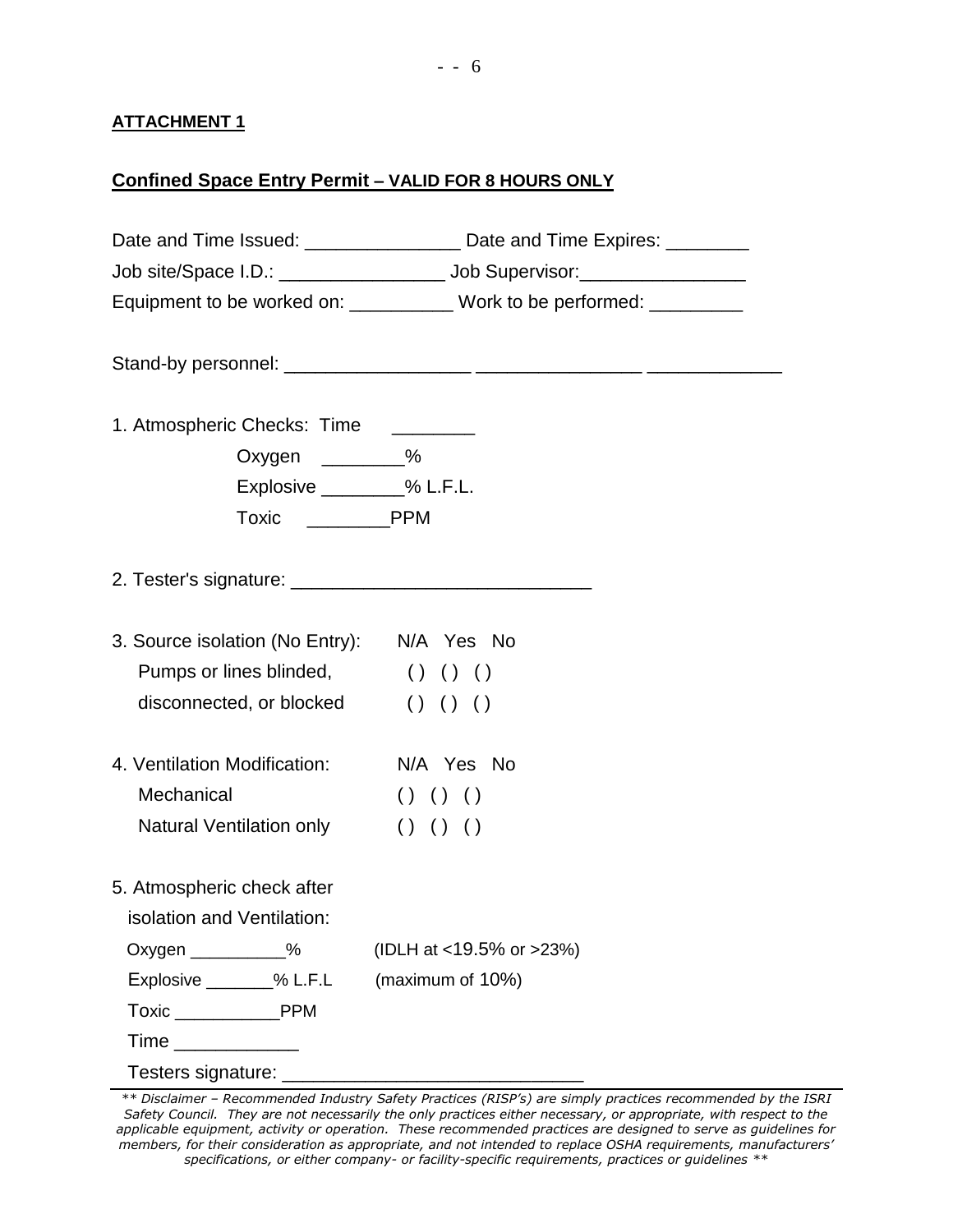**ATTACHMENT 1**

**Confined Space Entry Permit – VALID FOR 8 HOURS ONLY**

Date and Time Issued: _______________ Date and Time Expires: ________

Job site/Space I.D.: ________________ Job Supervisor:________________

Equipment to be worked on: __________ Work to be performed: _________

Stand-by personnel: __________________ ________________ _____________

1. Atmospheric Checks: Time ________

   Oxygen ________%

   Explosive ________% L.F.L.

   Toxic ________PPM

2. Tester's signature: _____________________________

3. Source isolation (No Entry):

| | N/A | Yes | No |
|---|---|---|---|
| Pumps or lines blinded, | ( ) | ( ) | ( ) |
| disconnected, or blocked | ( ) | ( ) | ( ) |

4. Ventilation Modification:

| | N/A | Yes | No |
|---|---|---|---|
| Mechanical | ( ) | ( ) | ( ) |
| Natural Ventilation only | ( ) | ( ) | ( ) |

5. Atmospheric check after isolation and Ventilation:

   Oxygen __________% (IDLH at <19.5% or >23%)

   Explosive _______% L.F.L (maximum of 10%)

   Toxic ___________PPM

   Time ____________

   Testers signature: _____________________________

*\*\* Disclaimer – Recommended Industry Safety Practices (RISP's) are simply practices recommended by the ISRI Safety Council. They are not necessarily the only practices either necessary, or appropriate, with respect to the applicable equipment, activity or operation. These recommended practices are designed to serve as guidelines for members, for their consideration as appropriate, and not intended to replace OSHA requirements, manufacturers' specifications, or either company- or facility-specific requirements, practices or guidelines \*\**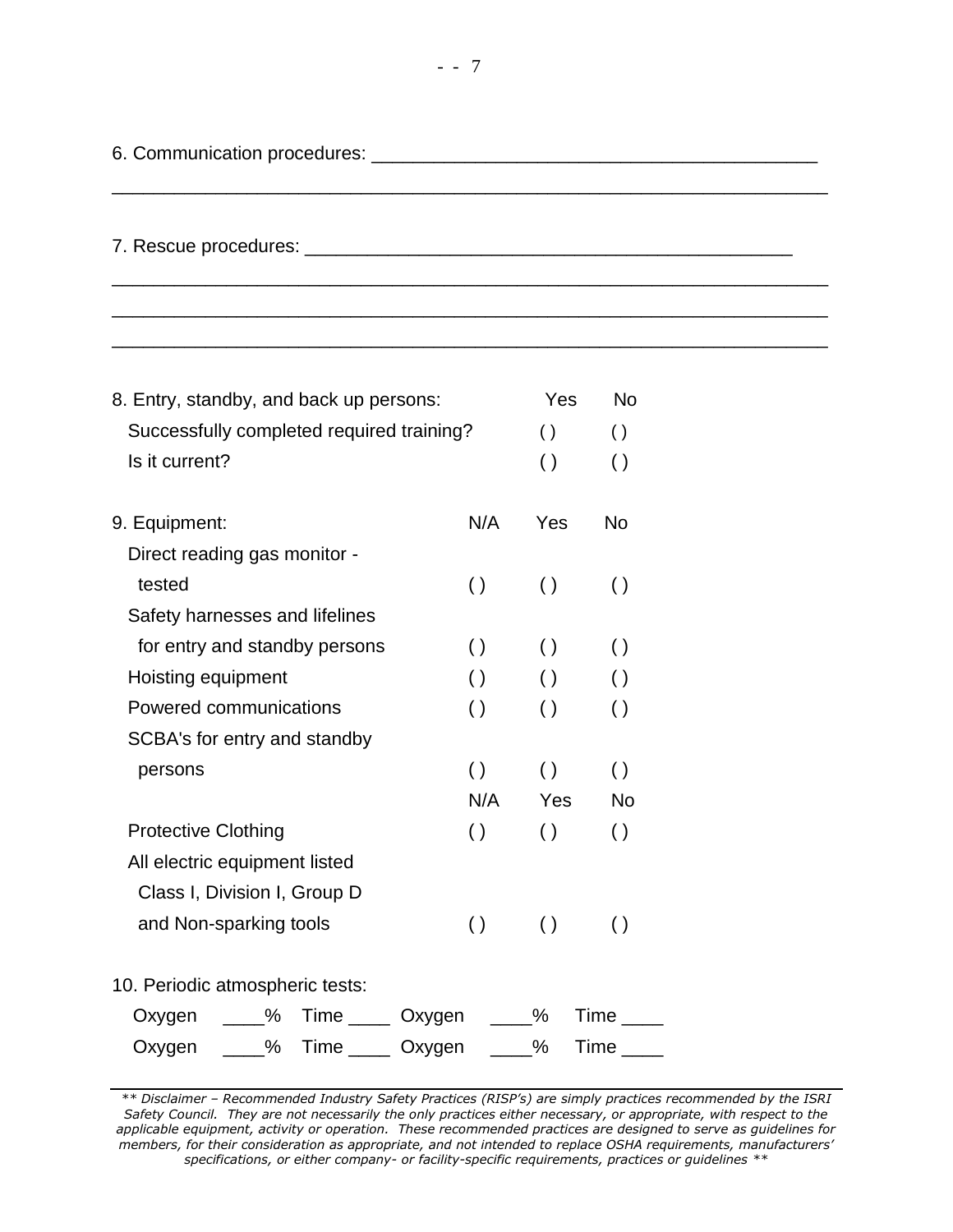6. Communication procedures: ____________________________________________

______________________________________________________________________

7. Rescue procedures: ________________________________________________

______________________________________________________________________

______________________________________________________________________

______________________________________________________________________

| 8. Entry, standby, and back up persons: | Yes | No |
|---|---|---|
| Successfully completed required training? | ( ) | ( ) |
| Is it current? | ( ) | ( ) |

| 9. Equipment: | N/A | Yes | No |
|---|---|---|---|
| Direct reading gas monitor - tested | ( ) | ( ) | ( ) |
| Safety harnesses and lifelines for entry and standby persons | ( ) | ( ) | ( ) |
| Hoisting equipment | ( ) | ( ) | ( ) |
| Powered communications | ( ) | ( ) | ( ) |
| SCBA's for entry and standby persons | ( ) | ( ) | ( ) |
| | N/A | Yes | No |
| Protective Clothing | ( ) | ( ) | ( ) |
| All electric equipment listed Class I, Division I, Group D and Non-sparking tools | ( ) | ( ) | ( ) |

10. Periodic atmospheric tests:

Oxygen ____% Time ____ Oxygen ____% Time ____

Oxygen ____% Time ____ Oxygen ____% Time ____

*\*\* Disclaimer – Recommended Industry Safety Practices (RISP's) are simply practices recommended by the ISRI Safety Council. They are not necessarily the only practices either necessary, or appropriate, with respect to the applicable equipment, activity or operation. These recommended practices are designed to serve as guidelines for members, for their consideration as appropriate, and not intended to replace OSHA requirements, manufacturers' specifications, or either company- or facility-specific requirements, practices or guidelines \*\**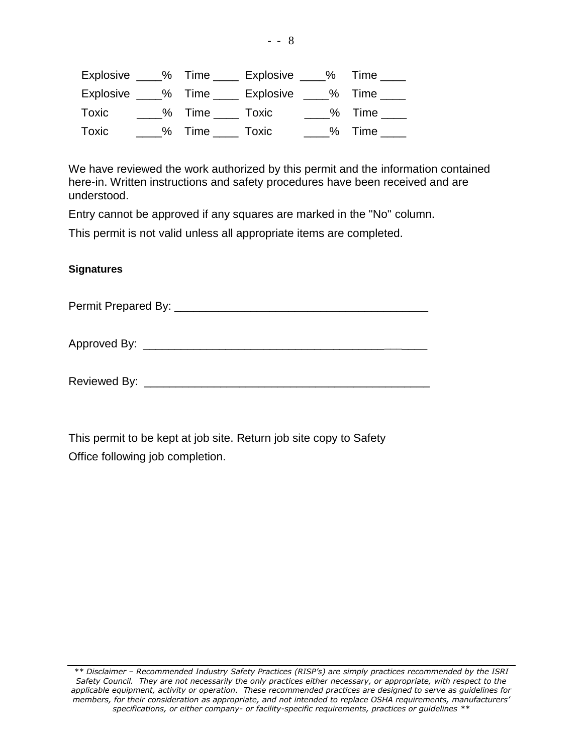| | | | | | |
|---|---|---|---|---|---|
| Explosive | ____% | Time ____ | Explosive | ____% | Time ____ |
| Explosive | ____% | Time ____ | Explosive | ____% | Time ____ |
| Toxic | ____% | Time ____ | Toxic | ____% | Time ____ |
| Toxic | ____% | Time ____ | Toxic | ____% | Time ____ |

We have reviewed the work authorized by this permit and the information contained here-in. Written instructions and safety procedures have been received and are understood.

Entry cannot be approved if any squares are marked in the "No" column.

This permit is not valid unless all appropriate items are completed.

**Signatures**

Permit Prepared By: ________________________________________

Approved By: ________________________________________

Reviewed By: ________________________________________

This permit to be kept at job site. Return job site copy to Safety Office following job completion.

*\*\* Disclaimer – Recommended Industry Safety Practices (RISP's) are simply practices recommended by the ISRI Safety Council. They are not necessarily the only practices either necessary, or appropriate, with respect to the applicable equipment, activity or operation. These recommended practices are designed to serve as guidelines for members, for their consideration as appropriate, and not intended to replace OSHA requirements, manufacturers' specifications, or either company- or facility-specific requirements, practices or guidelines \*\**